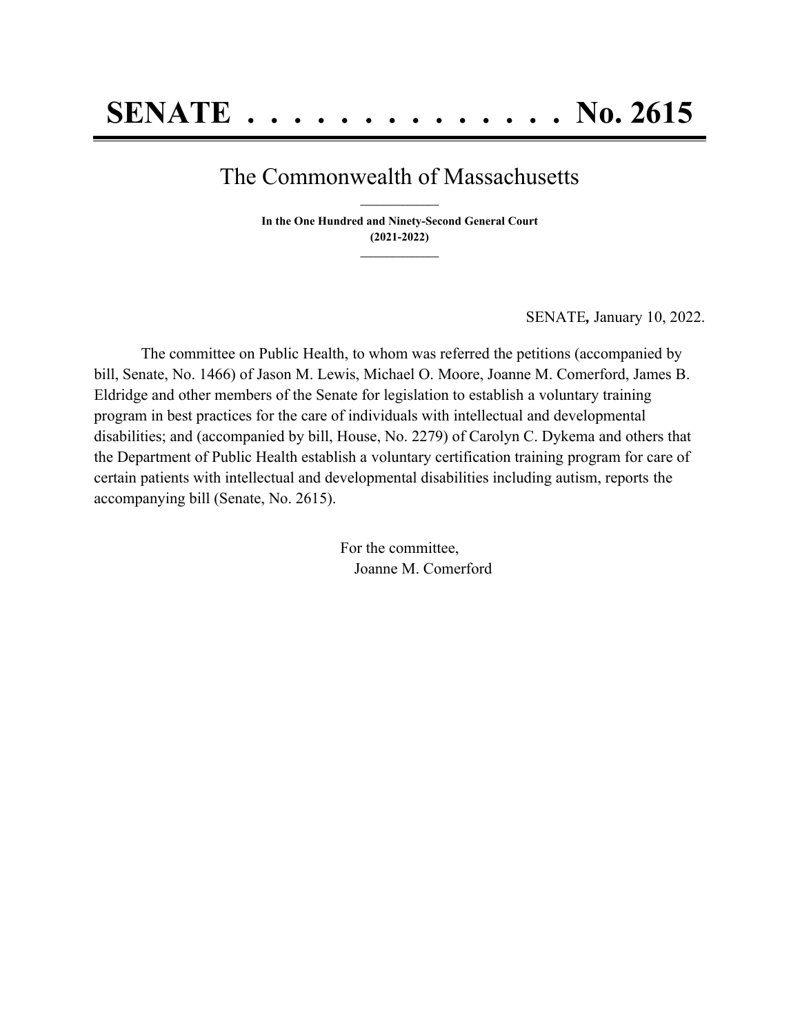# SENATE . . . . . . . . . . . . . . No. 2615

## The Commonwealth of Massachusetts

**In the One Hundred and Ninety-Second General Court**
**(2021-2022)**

SENATE, January 10, 2022.

The committee on Public Health, to whom was referred the petitions (accompanied by bill, Senate, No. 1466) of Jason M. Lewis, Michael O. Moore, Joanne M. Comerford, James B. Eldridge and other members of the Senate for legislation to establish a voluntary training program in best practices for the care of individuals with intellectual and developmental disabilities; and (accompanied by bill, House, No. 2279) of Carolyn C. Dykema and others that the Department of Public Health establish a voluntary certification training program for care of certain patients with intellectual and developmental disabilities including autism, reports the accompanying bill (Senate, No. 2615).

For the committee,
Joanne M. Comerford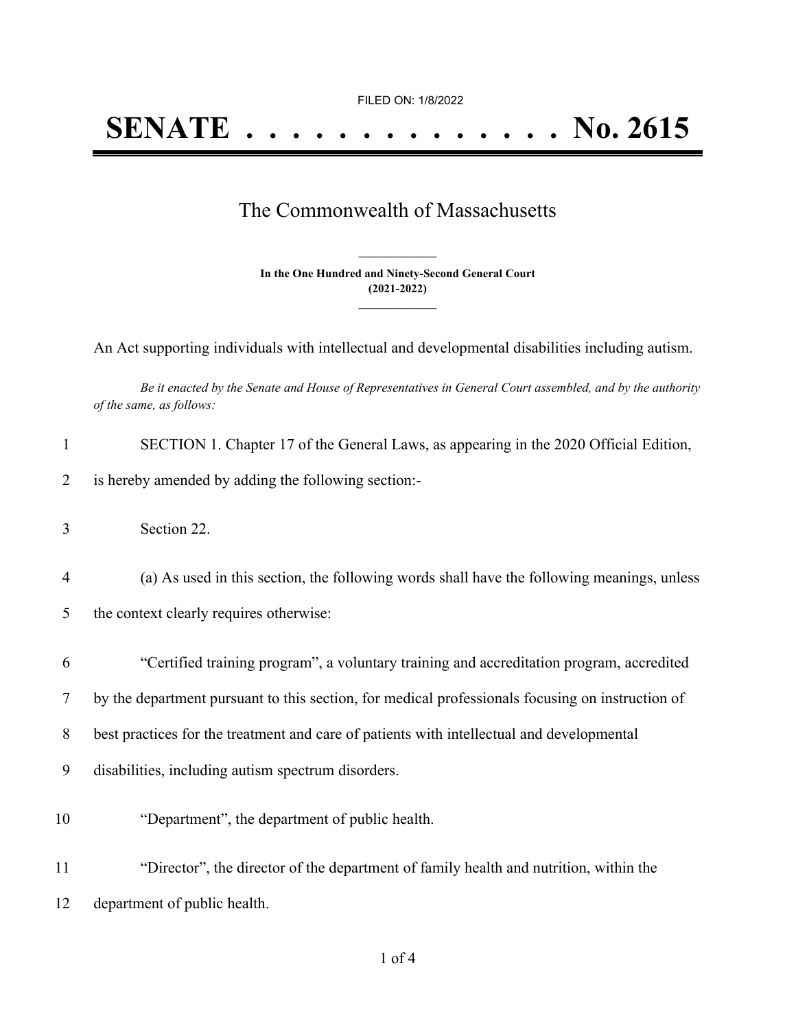FILED ON: 1/8/2022

# SENATE . . . . . . . . . . . . . . No. 2615

## The Commonwealth of Massachusetts

**In the One Hundred and Ninety-Second General Court (2021-2022)**

An Act supporting individuals with intellectual and developmental disabilities including autism.

*Be it enacted by the Senate and House of Representatives in General Court assembled, and by the authority of the same, as follows:*

SECTION 1. Chapter 17 of the General Laws, as appearing in the 2020 Official Edition, is hereby amended by adding the following section:-

Section 22.

(a) As used in this section, the following words shall have the following meanings, unless the context clearly requires otherwise:

"Certified training program", a voluntary training and accreditation program, accredited by the department pursuant to this section, for medical professionals focusing on instruction of best practices for the treatment and care of patients with intellectual and developmental disabilities, including autism spectrum disorders.

"Department", the department of public health.

"Director", the director of the department of family health and nutrition, within the department of public health.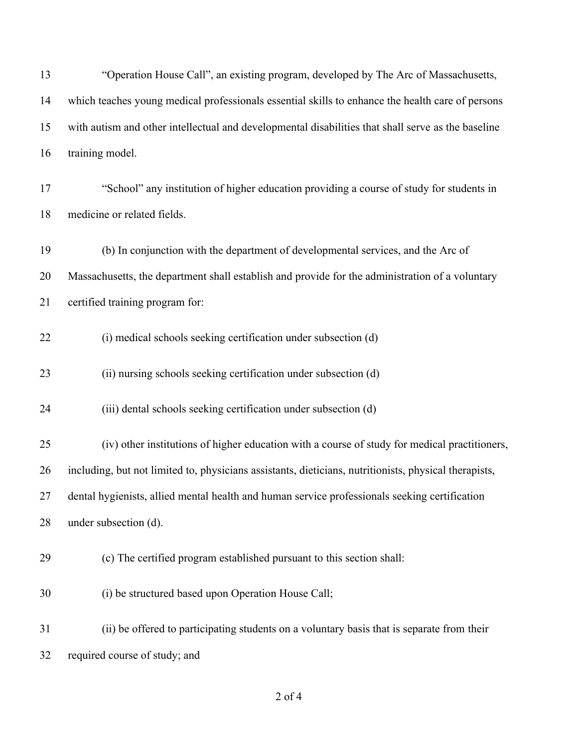"Operation House Call", an existing program, developed by The Arc of Massachusetts, which teaches young medical professionals essential skills to enhance the health care of persons with autism and other intellectual and developmental disabilities that shall serve as the baseline training model.

"School" any institution of higher education providing a course of study for students in medicine or related fields.

(b) In conjunction with the department of developmental services, and the Arc of Massachusetts, the department shall establish and provide for the administration of a voluntary certified training program for:

(i) medical schools seeking certification under subsection (d)

(ii) nursing schools seeking certification under subsection (d)

(iii) dental schools seeking certification under subsection (d)

(iv) other institutions of higher education with a course of study for medical practitioners, including, but not limited to, physicians assistants, dieticians, nutritionists, physical therapists, dental hygienists, allied mental health and human service professionals seeking certification under subsection (d).

(c) The certified program established pursuant to this section shall:

(i) be structured based upon Operation House Call;

(ii) be offered to participating students on a voluntary basis that is separate from their required course of study; and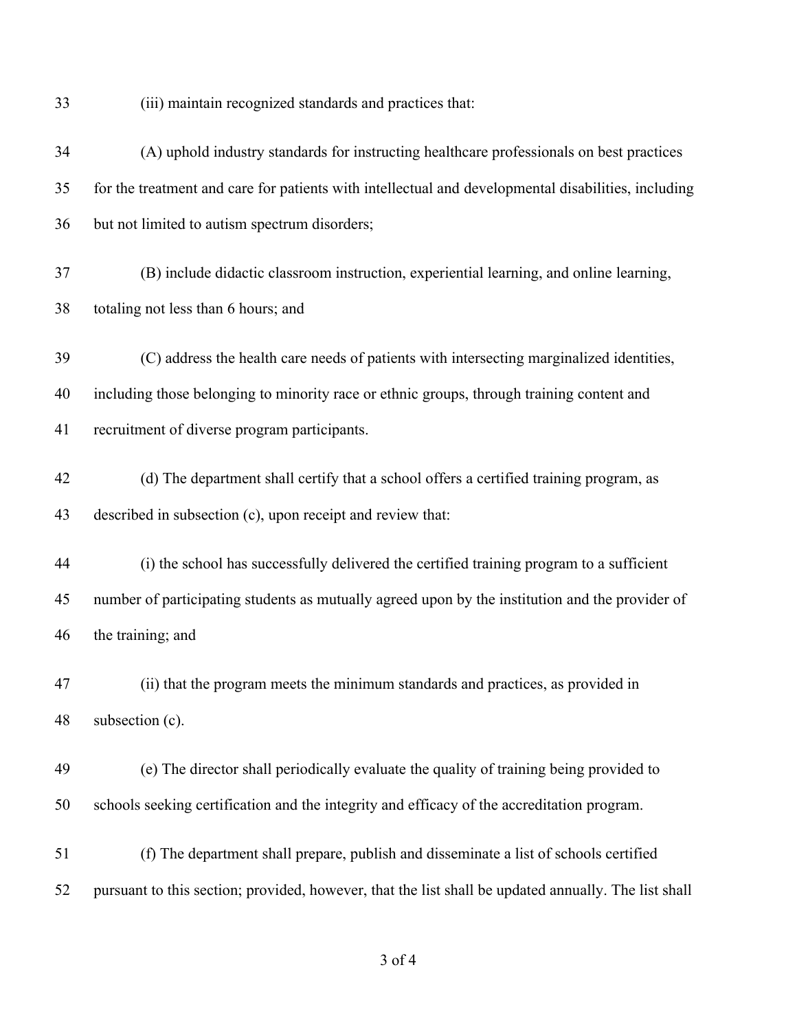(iii) maintain recognized standards and practices that:

(A) uphold industry standards for instructing healthcare professionals on best practices for the treatment and care for patients with intellectual and developmental disabilities, including but not limited to autism spectrum disorders;

(B) include didactic classroom instruction, experiential learning, and online learning, totaling not less than 6 hours; and

(C) address the health care needs of patients with intersecting marginalized identities, including those belonging to minority race or ethnic groups, through training content and recruitment of diverse program participants.

(d) The department shall certify that a school offers a certified training program, as described in subsection (c), upon receipt and review that:

(i) the school has successfully delivered the certified training program to a sufficient number of participating students as mutually agreed upon by the institution and the provider of the training; and

(ii) that the program meets the minimum standards and practices, as provided in subsection (c).

(e) The director shall periodically evaluate the quality of training being provided to schools seeking certification and the integrity and efficacy of the accreditation program.

(f) The department shall prepare, publish and disseminate a list of schools certified pursuant to this section; provided, however, that the list shall be updated annually. The list shall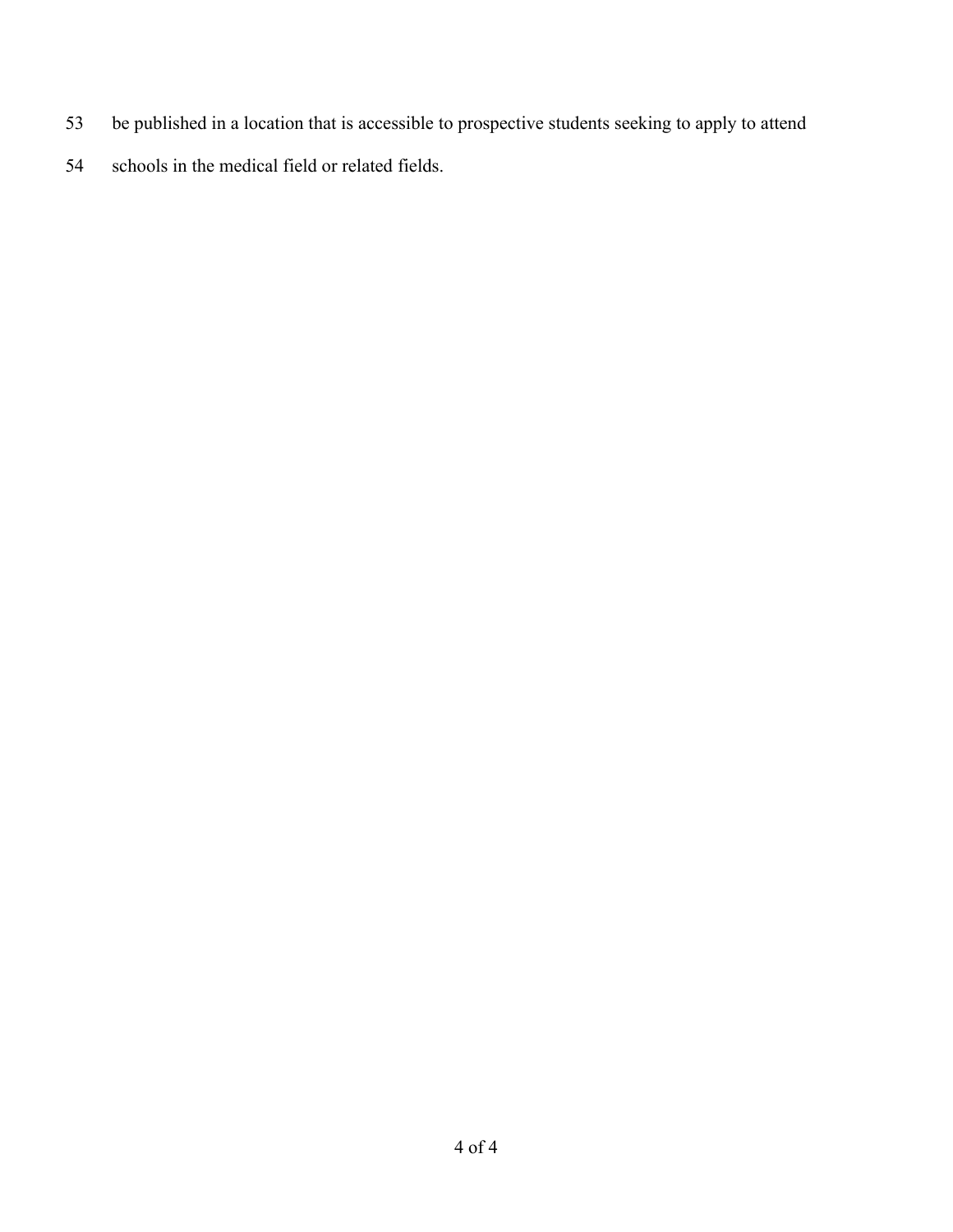be published in a location that is accessible to prospective students seeking to apply to attend schools in the medical field or related fields.